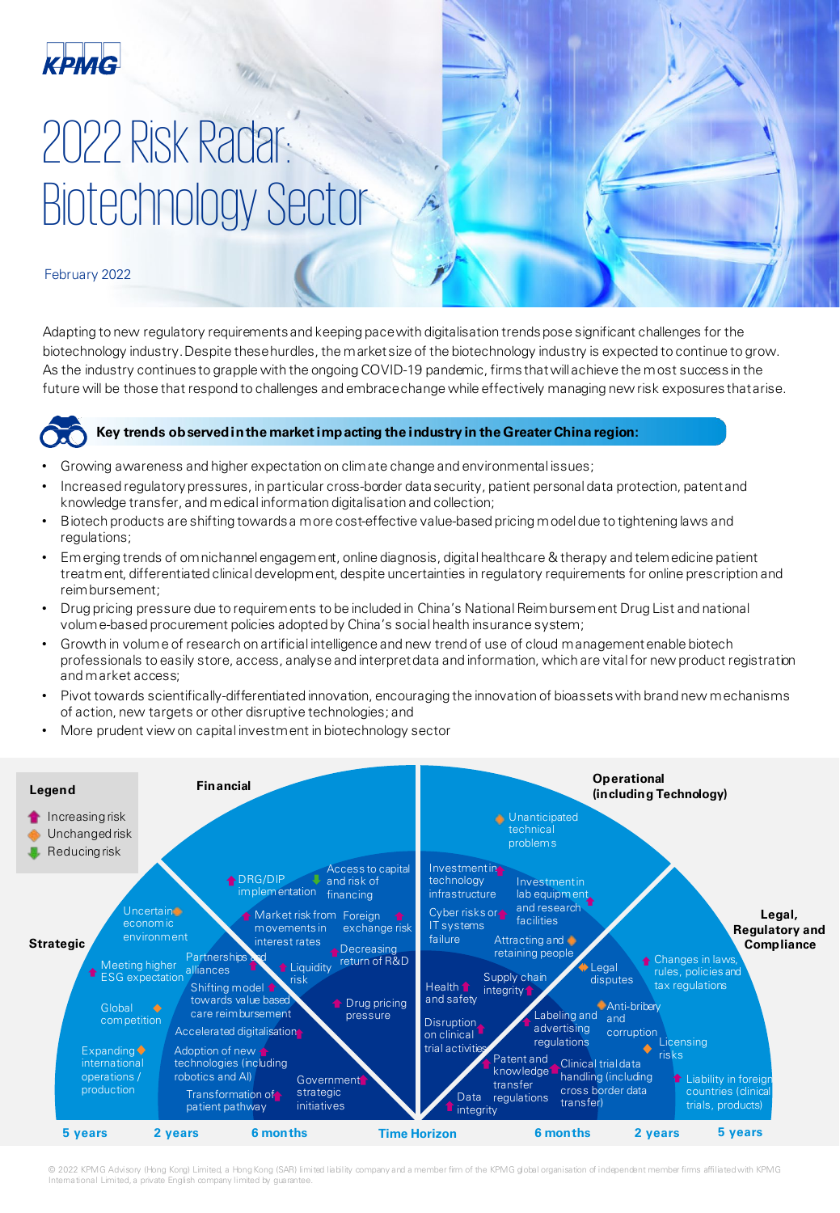# 2022 Risk Radar: Biotechnology Sector

February 2022

Adapting to new regulatory requirements and keeping pace with digitalisation trends pose significant challenges for the biotechnology industry. Despite these hurdles, the market size of the biotechnology industry is expected to continue to grow. As the industry continues to grapple with the ongoing COVID-19 pandemic, firms that will achieve the most success in the future will be those that respond to challenges and embrace change while effectively managing new risk exposures that arise.

**Key trends observed in the market impacting the industry in the Greater China region:**

- Growing awareness and higher expectation on climate change and environmental issues;
- Increased regulatory pressures, in particular cross-border data security, patient personal data protection, patent and knowledge transfer, and medical information digitalisation and collection;
- Biotech products are shifting towards a more cost-effective value-based pricing model due to tightening laws and regulations;
- Emerging trends of omnichannel engagement, online diagnosis, digital healthcare & therapy and telemedicine patient treatment, differentiated clinical development, despite uncertainties in regulatory requirements for online prescription and reimbursement;
- Drug pricing pressure due to requirements to be included in China's National Reimbursement Drug List and national volume-based procurement policies adopted by China's social health insurance system;
- Growth in volume of research on artificial intelligence and new trend of use of cloud management enable biotech professionals to easily store, access, analyse and interpret data and information, which are vital for new product registration and market access;
- Pivot towards scientifically-differentiated innovation, encouraging the innovation of bioassets with brand new mechanisms of action, new targets or other disruptive technologies; and
- More prudent view on capital investment in biotechnology sector

**Legend**
- Increasing risk
- Unchanged risk
- Reducing risk

**Strategic**
- Uncertain economic environment (Unchanged)
- Meeting higher ESG expectation (Increasing)
- Global competition (Unchanged)
- Expanding international operations / production (Unchanged)
- Partnerships and alliances (Increasing)
- Shifting model towards value based care reimbursement (Increasing)
- Accelerated digitalisation (Increasing)
- Adoption of new technologies (including robotics and AI)
- Transformation of patient pathway (Increasing)
- Government strategic initiatives (Increasing)

**Financial**
- DRG/DIP implementation (Increasing)
- Access to capital and risk of financing (Reducing)
- Market risk from movements in interest rates (Increasing)
- Foreign exchange risk (Increasing)
- Decreasing return of R&D
- Liquidity risk (Increasing)
- Drug pricing pressure (Increasing)

**Operational (including Technology)**
- Unanticipated technical problems (Unchanged)
- Investment in technology infrastructure (Increasing)
- Investment in lab equipment and research facilities (Increasing)
- Cyber risks or IT systems failure (Increasing)
- Attracting and retaining people (Unchanged)
- Health and safety (Increasing)
- Supply chain integrity (Increasing)
- Disruption on clinical trial activities (Increasing)
- Patent and knowledge transfer (Increasing)
- Data integrity (Increasing)

**Legal, Regulatory and Compliance**
- Changes in laws, rules, policies and tax regulations (Increasing)
- Legal disputes (Unchanged)
- Anti-bribery and corruption (Unchanged)
- Labeling and advertising regulations (Increasing)
- Licensing risks (Unchanged)
- Clinical trial data handling (including cross border data transfer) regulations (Increasing)
- Liability in foreign countries (clinical trials, products) (Increasing)

Time Horizon: 5 years | 2 years | 6 months | Time Horizon | 6 months | 2 years | 5 years

© 2022 KPMG Advisory (Hong Kong) Limited, a Hong Kong (SAR) limited liability company and a member firm of the KPMG global organisation of independent member firms affiliated with KPMG International Limited, a private English company limited by guarantee.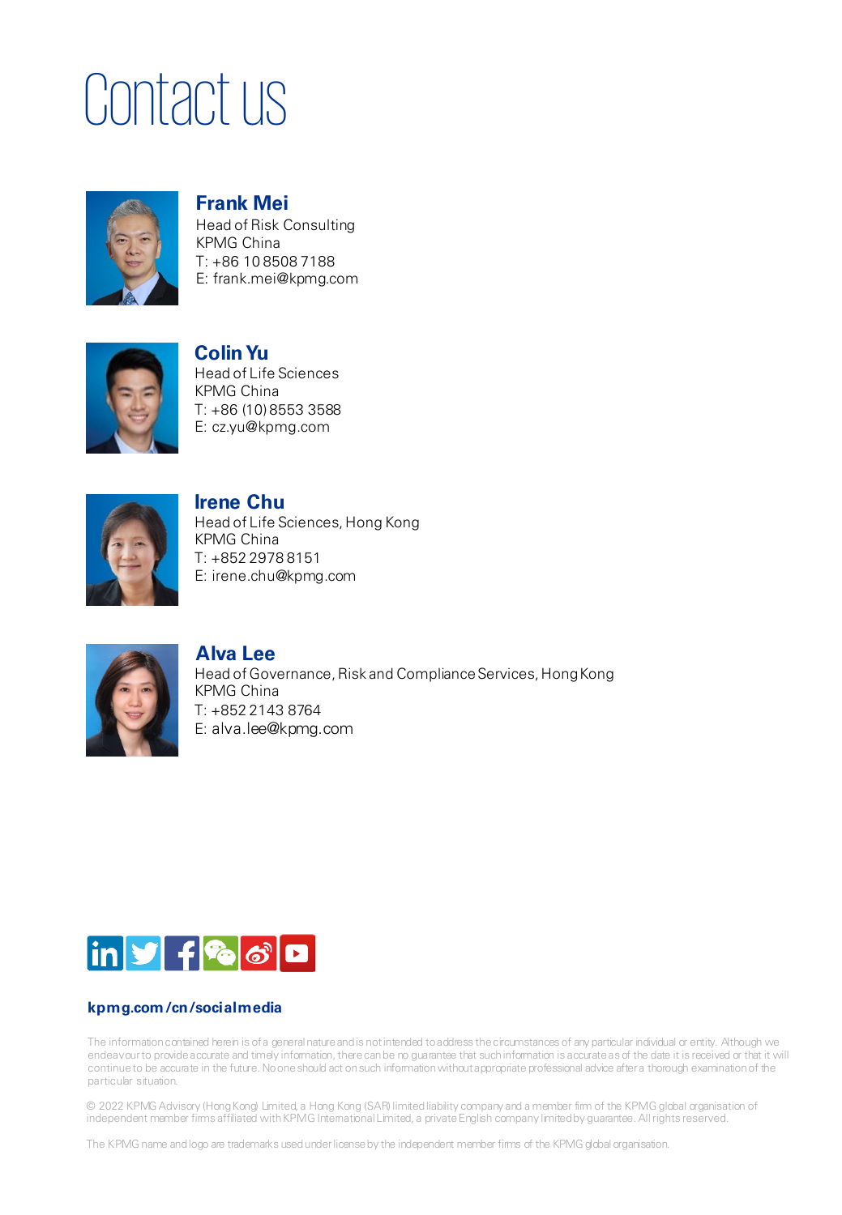# Contact us

**Frank Mei**
Head of Risk Consulting
KPMG China
T: +86 10 8508 7188
E: frank.mei@kpmg.com

**Colin Yu**
Head of Life Sciences
KPMG China
T: +86 (10) 8553 3588
E: cz.yu@kpmg.com

**Irene Chu**
Head of Life Sciences, Hong Kong
KPMG China
T: +852 2978 8151
E: irene.chu@kpmg.com

**Alva Lee**
Head of Governance, Risk and Compliance Services, Hong Kong
KPMG China
T: +852 2143 8764
E: alva.lee@kpmg.com

**kpmg.com/cn/socialmedia**

The information contained herein is of a general nature and is not intended to address the circumstances of any particular individual or entity. Although we endeavour to provide accurate and timely information, there can be no guarantee that such information is accurate as of the date it is received or that it will continue to be accurate in the future. No one should act on such information without appropriate professional advice after a thorough examination of the particular situation.

© 2022 KPMG Advisory (Hong Kong) Limited, a Hong Kong (SAR) limited liability company and a member firm of the KPMG global organisation of independent member firms affiliated with KPMG International Limited, a private English company limited by guarantee. All rights reserved.

The KPMG name and logo are trademarks used under license by the independent member firms of the KPMG global organisation.